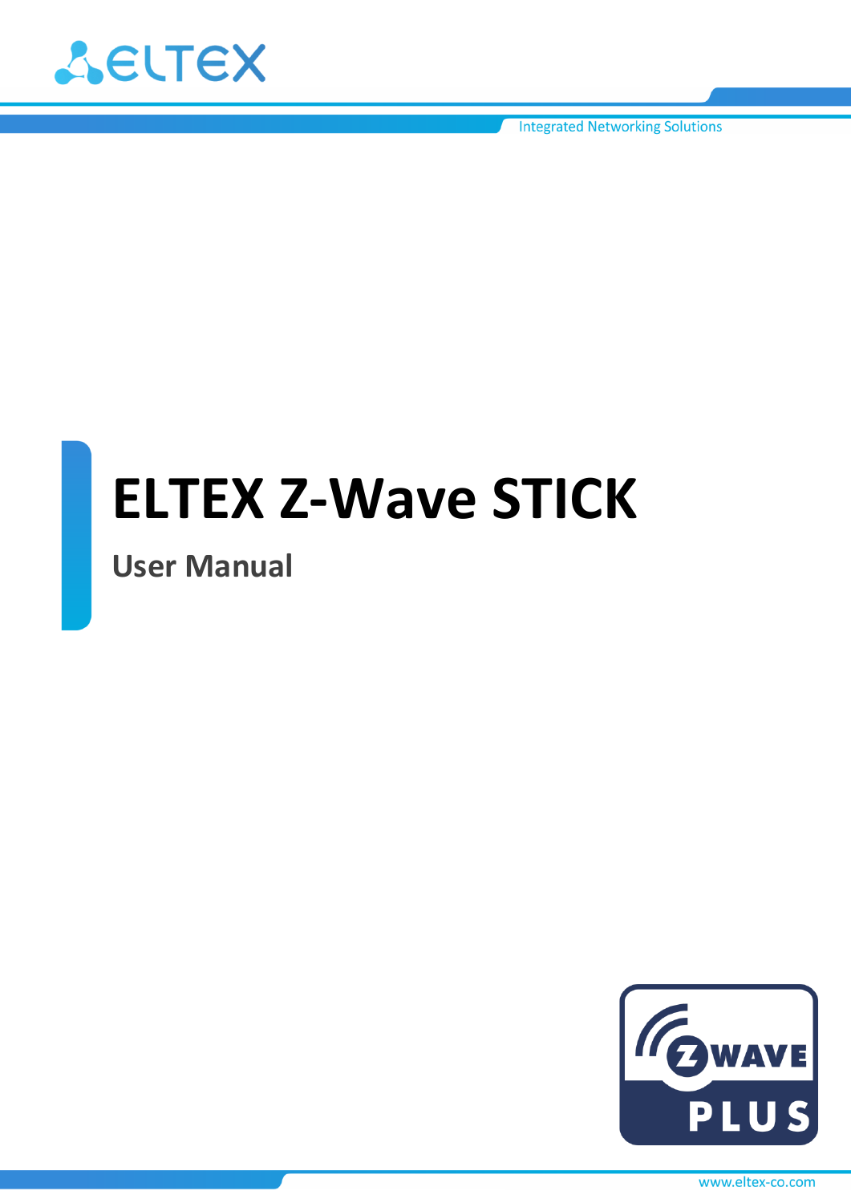# ELTEX Z-Wave STICK

## User Manual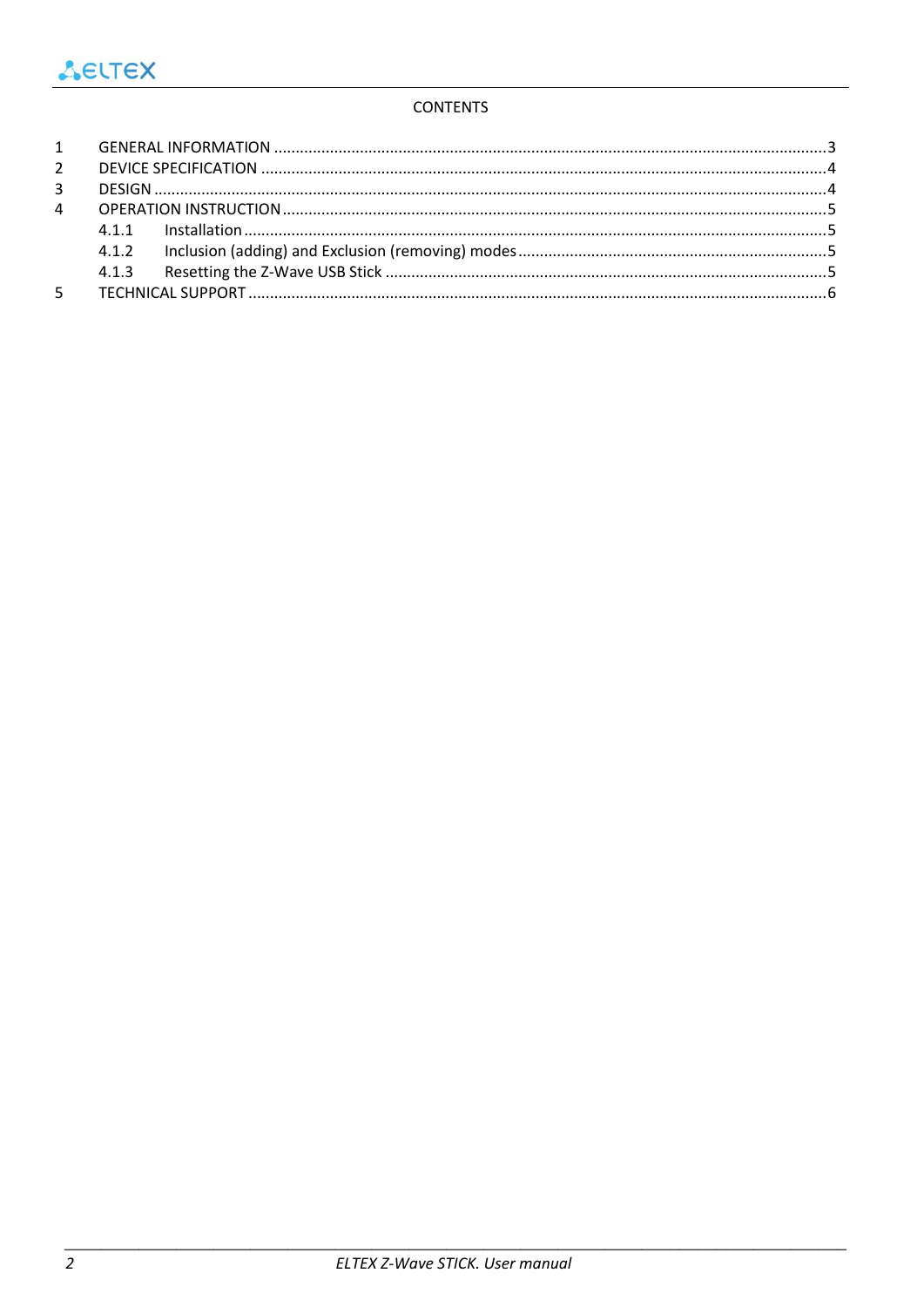CONTENTS

1 GENERAL INFORMATION ............................................................................................................................3
2 DEVICE SPECIFICATION ..........................................................................................................................4
3 DESIGN ........................................................................................................................................................4
4 OPERATION INSTRUCTION ......................................................................................................................5
4.1.1 Installation ...........................................................................................................................................5
4.1.2 Inclusion (adding) and Exclusion (removing) modes .........................................................................5
4.1.3 Resetting the Z-Wave USB Stick ..........................................................................................................5
5 TECHNICAL SUPPORT ..............................................................................................................................6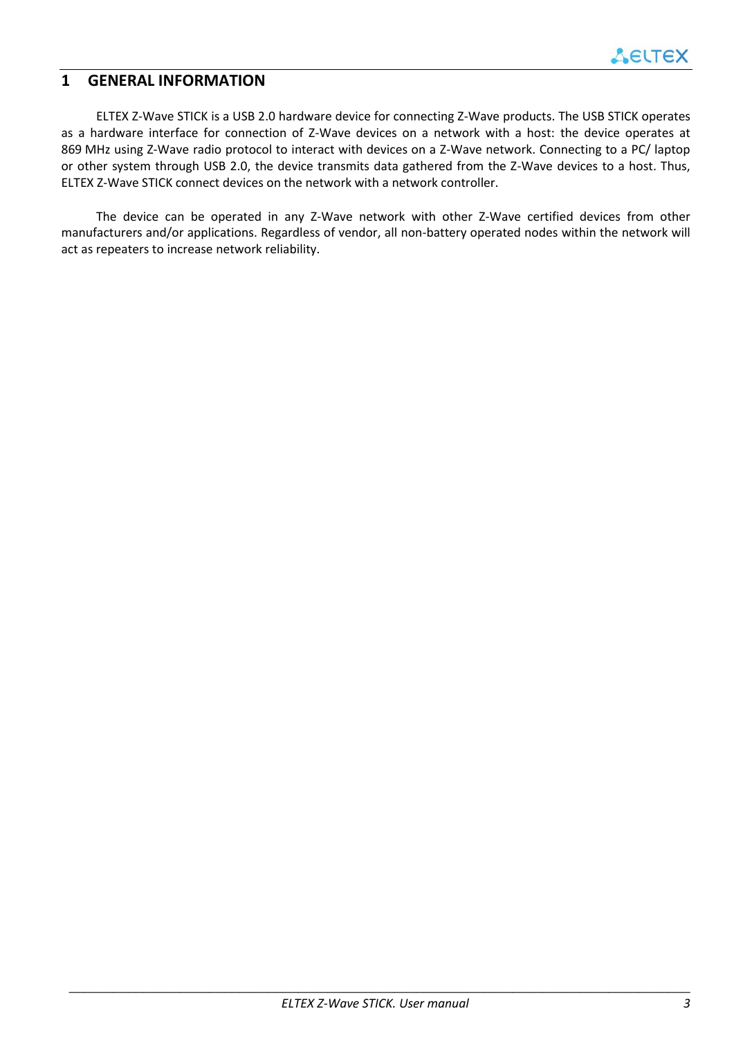# 1 GENERAL INFORMATION

ELTEX Z-Wave STICK is a USB 2.0 hardware device for connecting Z-Wave products. The USB STICK operates as a hardware interface for connection of Z-Wave devices on a network with a host: the device operates at 869 MHz using Z-Wave radio protocol to interact with devices on a Z-Wave network. Connecting to a PC/ laptop or other system through USB 2.0, the device transmits data gathered from the Z-Wave devices to a host. Thus, ELTEX Z-Wave STICK connect devices on the network with a network controller.

The device can be operated in any Z-Wave network with other Z-Wave certified devices from other manufacturers and/or applications. Regardless of vendor, all non-battery operated nodes within the network will act as repeaters to increase network reliability.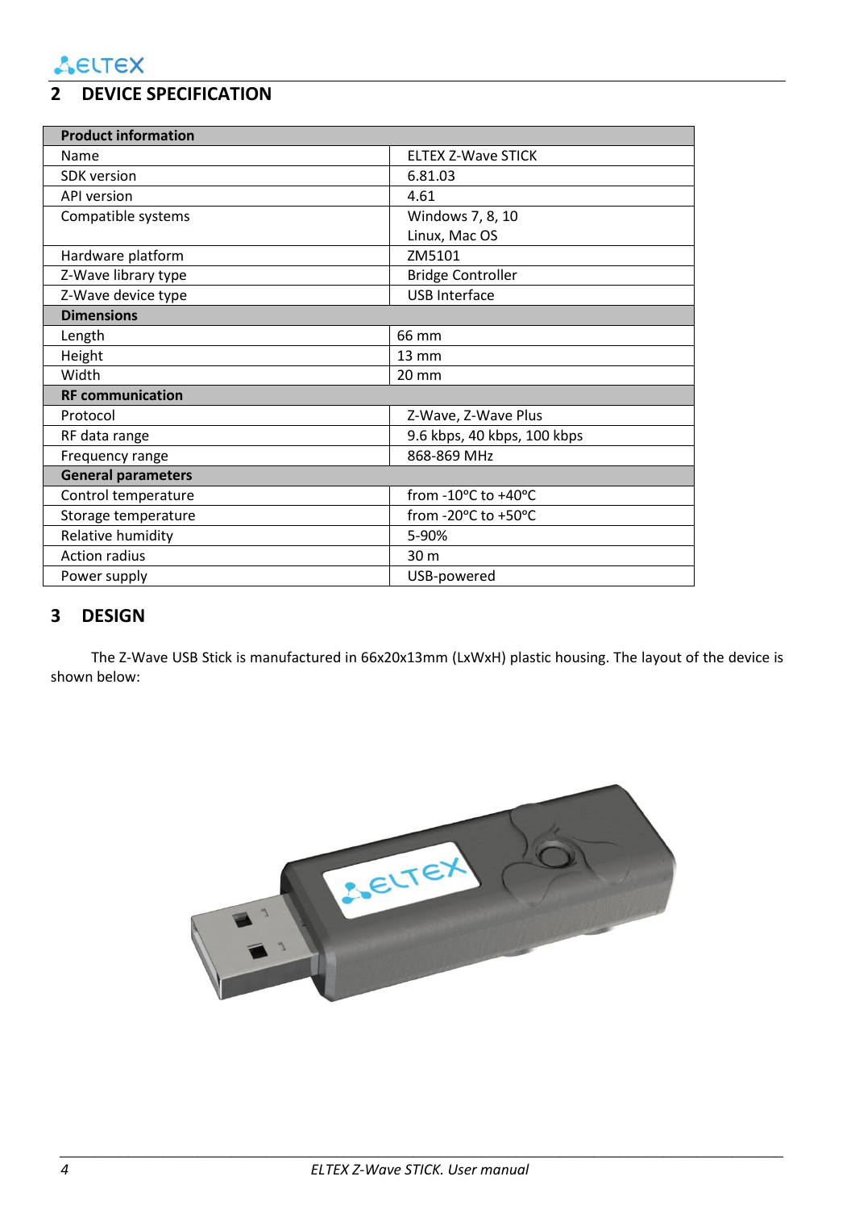## 2 DEVICE SPECIFICATION

| Product information | |
|---|---|
| Name | ELTEX Z-Wave STICK |
| SDK version | 6.81.03 |
| API version | 4.61 |
| Compatible systems | Windows 7, 8, 10<br>Linux, Mac OS |
| Hardware platform | ZM5101 |
| Z-Wave library type | Bridge Controller |
| Z-Wave device type | USB Interface |
| **Dimensions** | |
| Length | 66 mm |
| Height | 13 mm |
| Width | 20 mm |
| **RF communication** | |
| Protocol | Z-Wave, Z-Wave Plus |
| RF data range | 9.6 kbps, 40 kbps, 100 kbps |
| Frequency range | 868-869 MHz |
| **General parameters** | |
| Control temperature | from -10°C to +40°C |
| Storage temperature | from -20°C to +50°C |
| Relative humidity | 5-90% |
| Action radius | 30 m |
| Power supply | USB-powered |

## 3 DESIGN

The Z-Wave USB Stick is manufactured in 66x20x13mm (LxWxH) plastic housing. The layout of the device is shown below: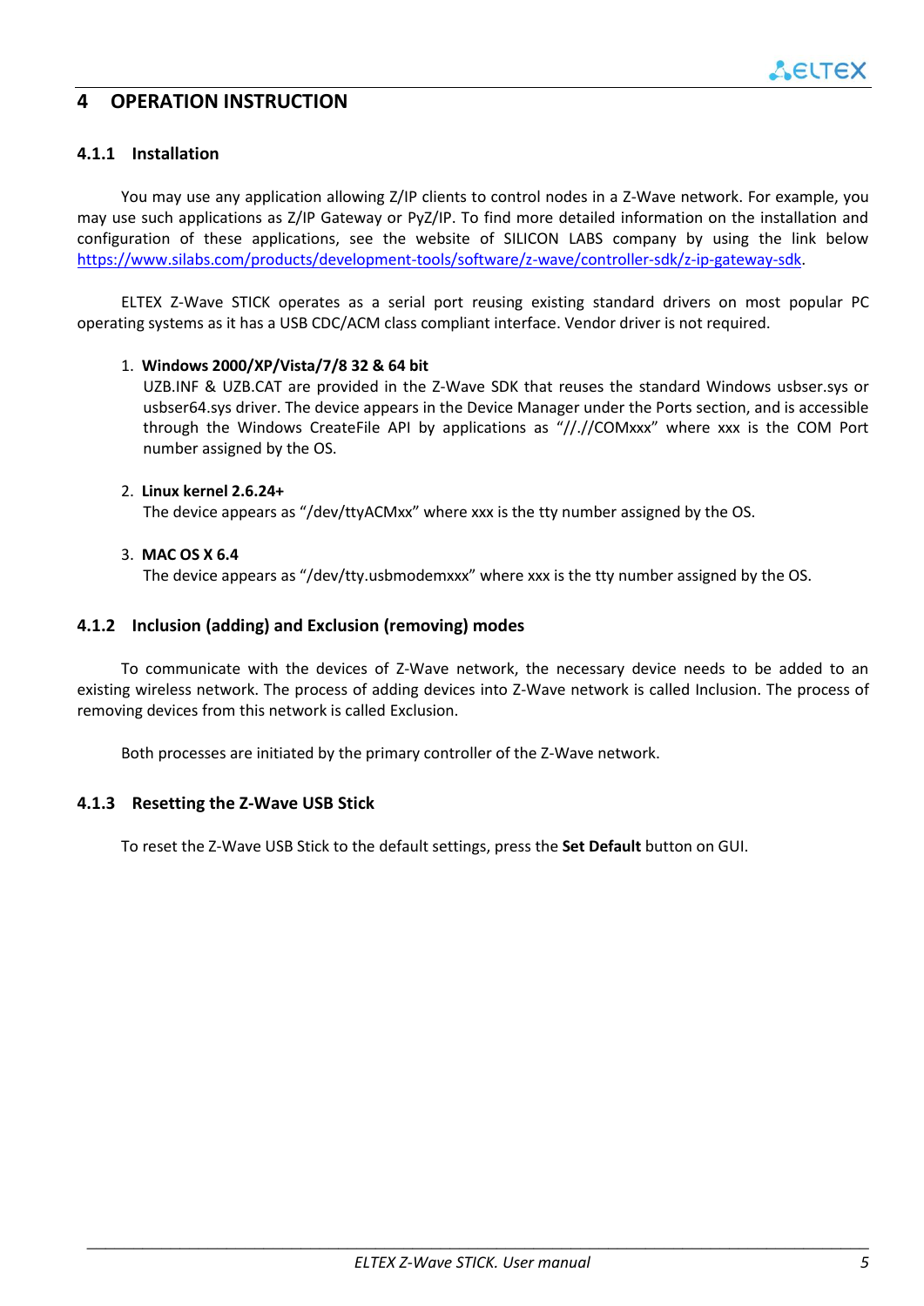# 4 OPERATION INSTRUCTION

### 4.1.1 Installation

You may use any application allowing Z/IP clients to control nodes in a Z-Wave network. For example, you may use such applications as Z/IP Gateway or PyZ/IP. To find more detailed information on the installation and configuration of these applications, see the website of SILICON LABS company by using the link below https://www.silabs.com/products/development-tools/software/z-wave/controller-sdk/z-ip-gateway-sdk.

ELTEX Z-Wave STICK operates as a serial port reusing existing standard drivers on most popular PC operating systems as it has a USB CDC/ACM class compliant interface. Vendor driver is not required.

1. **Windows 2000/XP/Vista/7/8 32 & 64 bit**
   UZB.INF & UZB.CAT are provided in the Z-Wave SDK that reuses the standard Windows usbser.sys or usbser64.sys driver. The device appears in the Device Manager under the Ports section, and is accessible through the Windows CreateFile API by applications as "//.//COMxxx" where xxx is the COM Port number assigned by the OS.

2. **Linux kernel 2.6.24+**
   The device appears as "/dev/ttyACMxx" where xxx is the tty number assigned by the OS.

3. **MAC OS X 6.4**
   The device appears as "/dev/tty.usbmodemxxx" where xxx is the tty number assigned by the OS.

### 4.1.2 Inclusion (adding) and Exclusion (removing) modes

To communicate with the devices of Z-Wave network, the necessary device needs to be added to an existing wireless network. The process of adding devices into Z-Wave network is called Inclusion. The process of removing devices from this network is called Exclusion.

Both processes are initiated by the primary controller of the Z-Wave network.

### 4.1.3 Resetting the Z-Wave USB Stick

To reset the Z-Wave USB Stick to the default settings, press the **Set Default** button on GUI.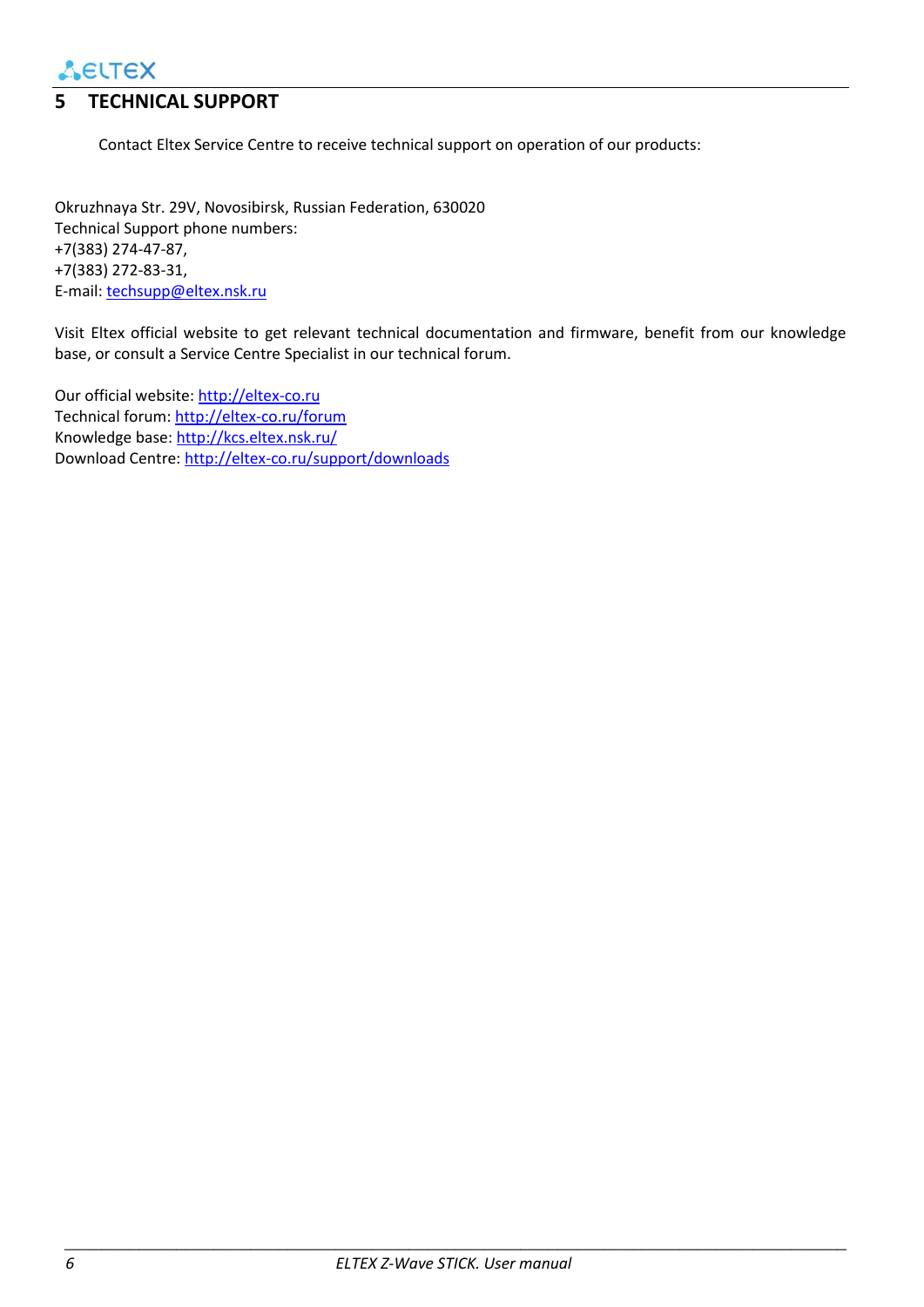# 5 TECHNICAL SUPPORT

Contact Eltex Service Centre to receive technical support on operation of our products:

Okruzhnaya Str. 29V, Novosibirsk, Russian Federation, 630020
Technical Support phone numbers:
+7(383) 274-47-87,
+7(383) 272-83-31,
E-mail: techsupp@eltex.nsk.ru

Visit Eltex official website to get relevant technical documentation and firmware, benefit from our knowledge base, or consult a Service Centre Specialist in our technical forum.

Our official website: http://eltex-co.ru
Technical forum: http://eltex-co.ru/forum
Knowledge base: http://kcs.eltex.nsk.ru/
Download Centre: http://eltex-co.ru/support/downloads